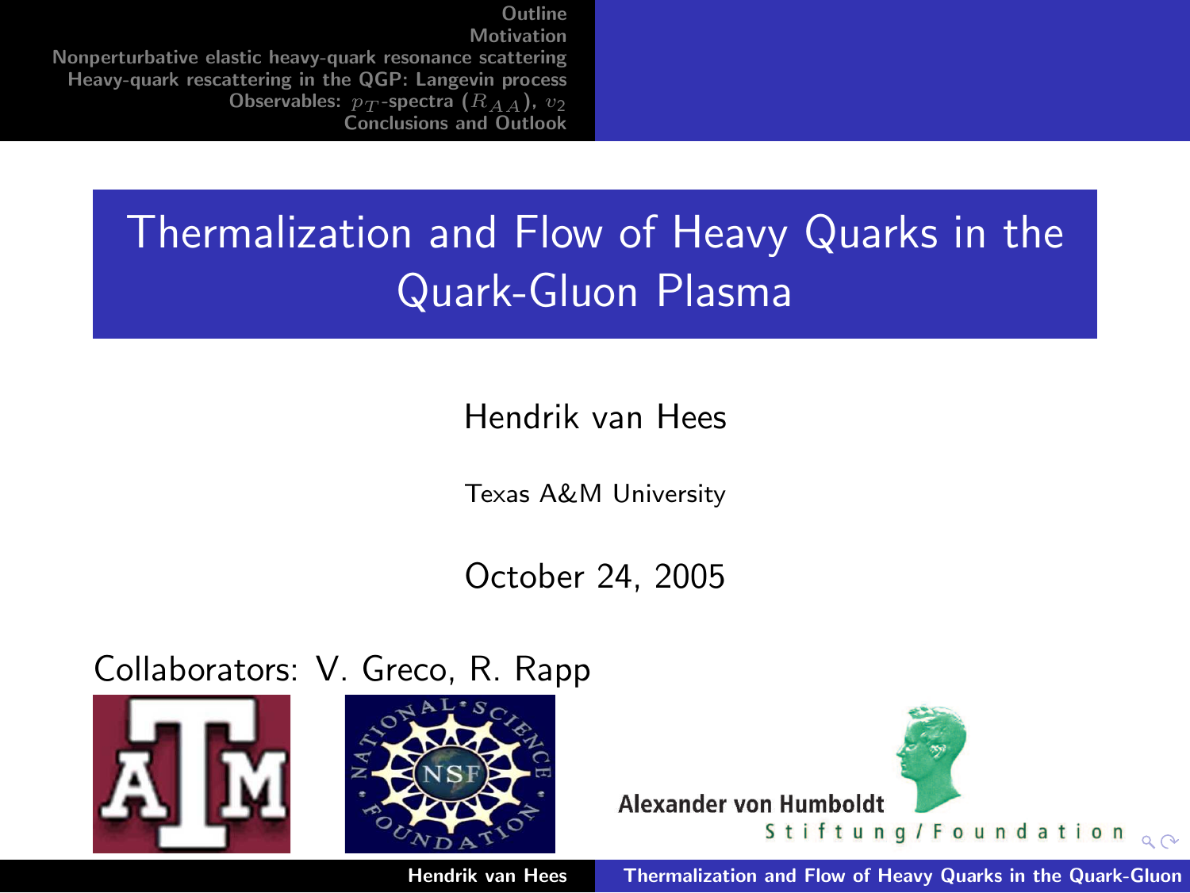# Thermalization and Flow of Heavy Quarks in the Quark-Gluon Plasma

Hendrik van Hees

Texas A&M University

October 24, 2005

Collaborators: V. Greco, R. Rapp

Alexander von Humboldt
Stiftung / Foundation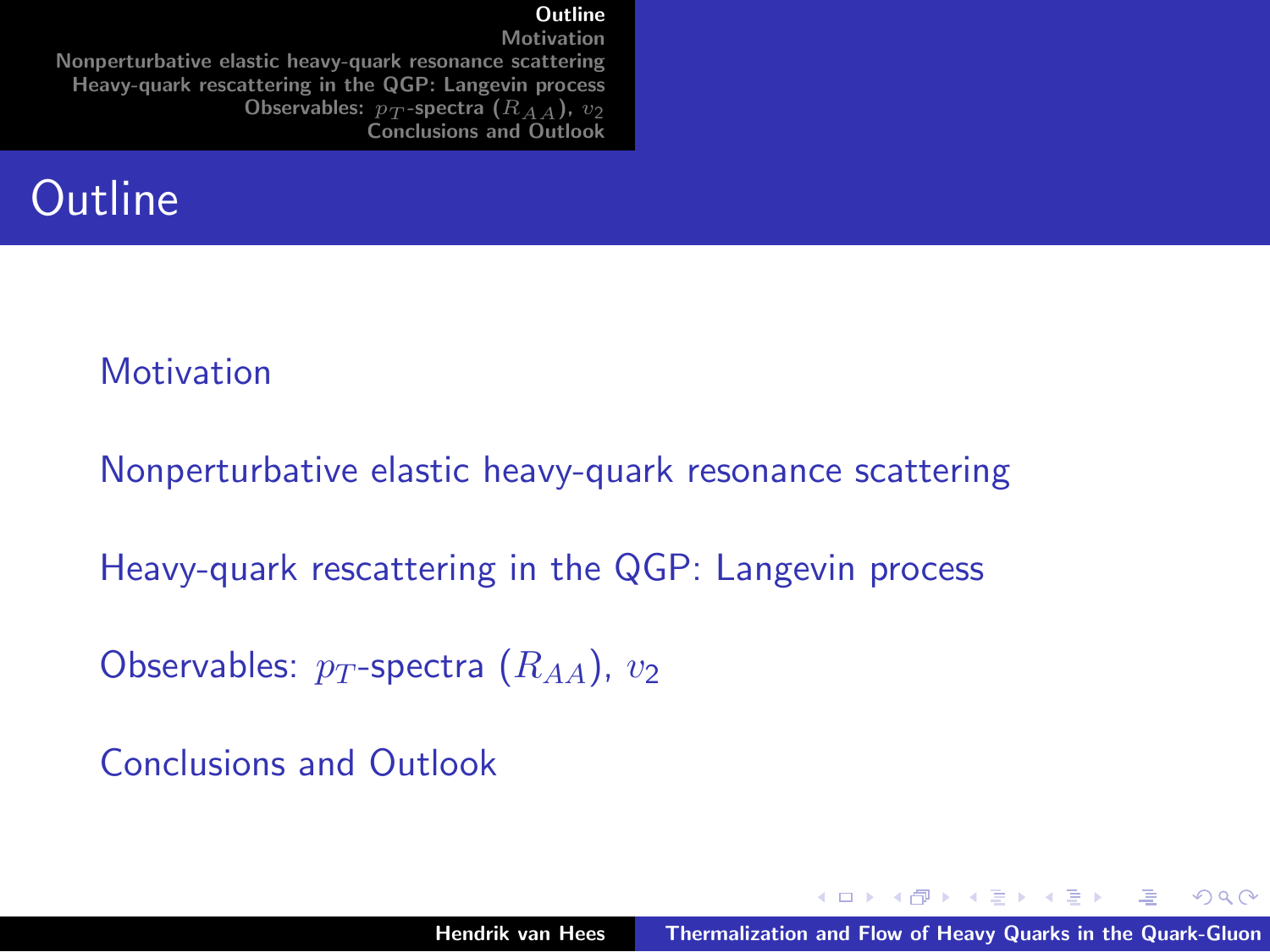# Outline

- Motivation
- Nonperturbative elastic heavy-quark resonance scattering
- Heavy-quark rescattering in the QGP: Langevin process
- Observables: $p_T$-spectra ($R_{AA}$), $v_2$
- Conclusions and Outlook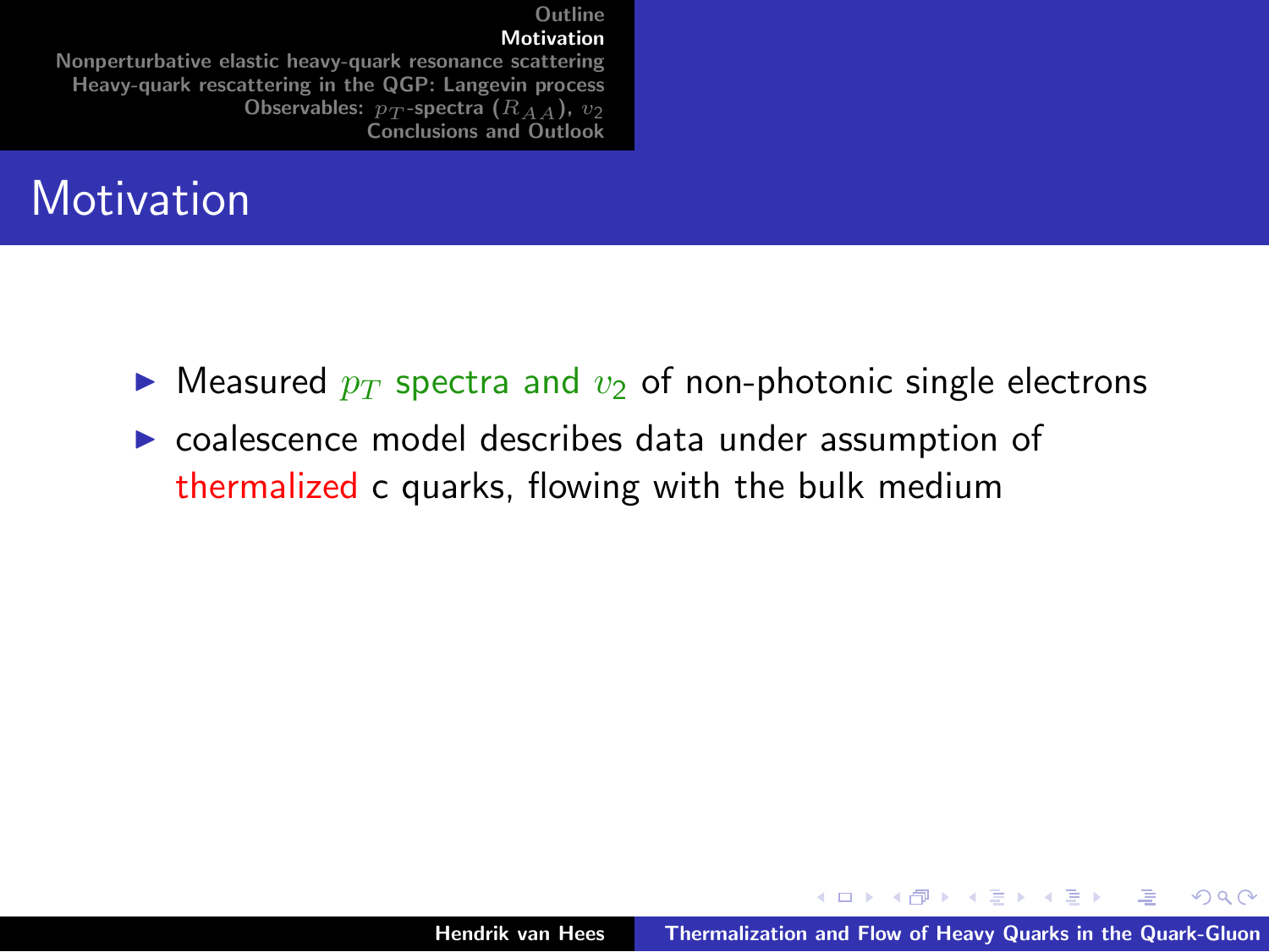# Motivation

- Measured $p_T$ spectra and $v_2$ of non-photonic single electrons
- coalescence model describes data under assumption of thermalized c quarks, flowing with the bulk medium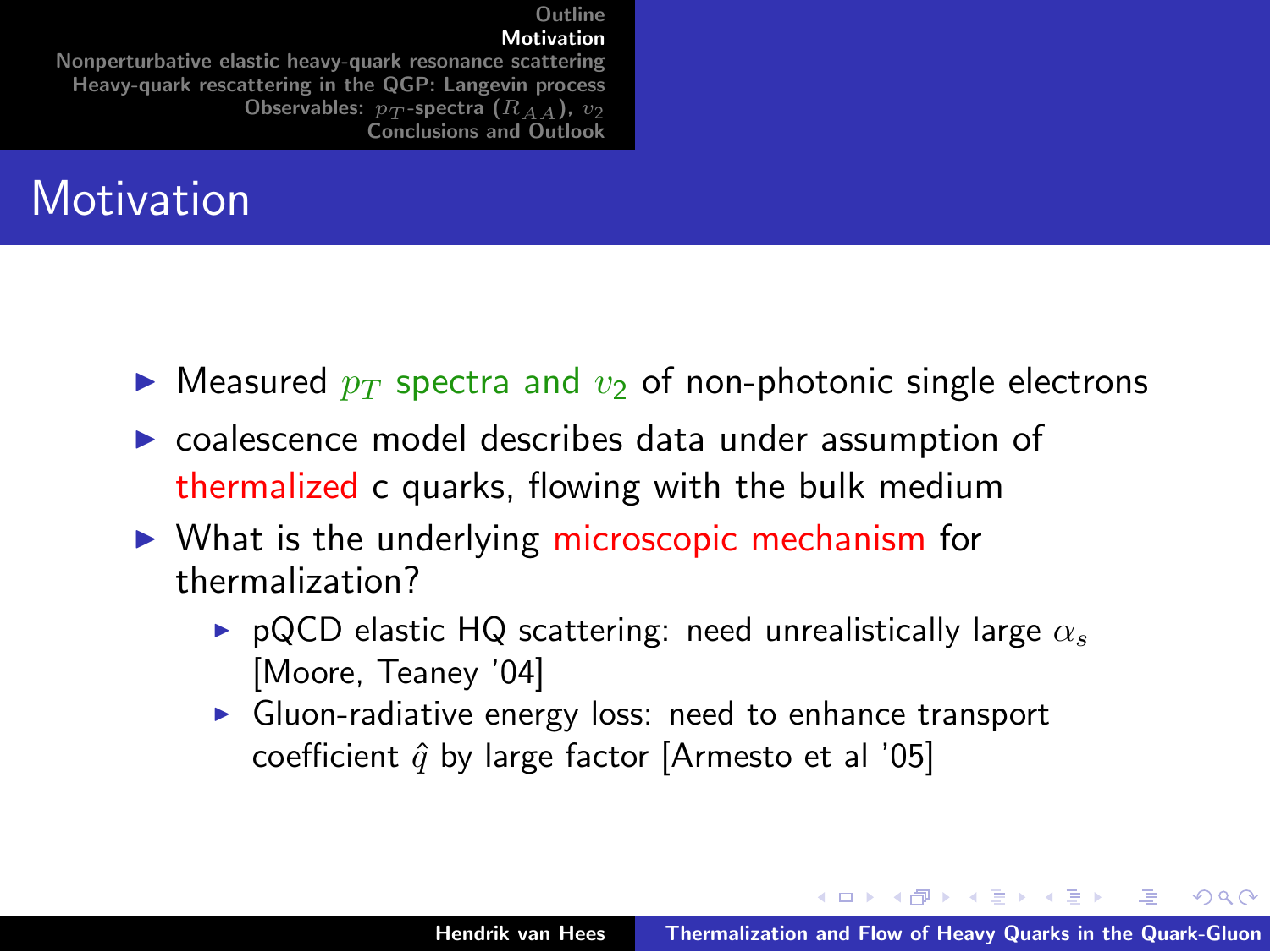# Motivation

- Measured $p_T$ spectra and $v_2$ of non-photonic single electrons
- coalescence model describes data under assumption of thermalized c quarks, flowing with the bulk medium
- What is the underlying microscopic mechanism for thermalization?
  - pQCD elastic HQ scattering: need unrealistically large $\alpha_s$ [Moore, Teaney '04]
  - Gluon-radiative energy loss: need to enhance transport coefficient $\hat{q}$ by large factor [Armesto et al '05]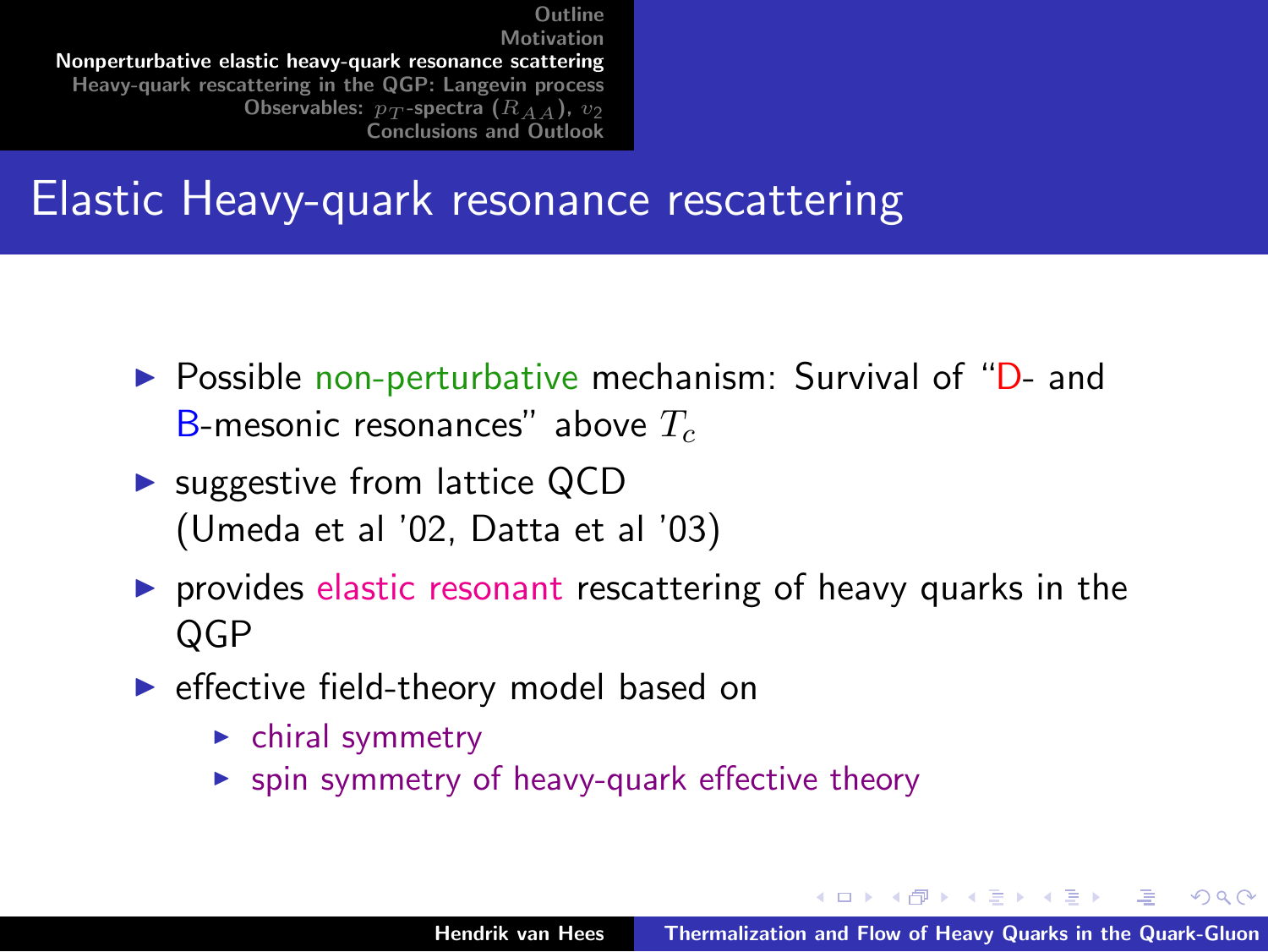## Elastic Heavy-quark resonance rescattering

- Possible non-perturbative mechanism: Survival of "D- and B-mesonic resonances" above $T_c$
- suggestive from lattice QCD (Umeda et al '02, Datta et al '03)
- provides elastic resonant rescattering of heavy quarks in the QGP
- effective field-theory model based on
  - chiral symmetry
  - spin symmetry of heavy-quark effective theory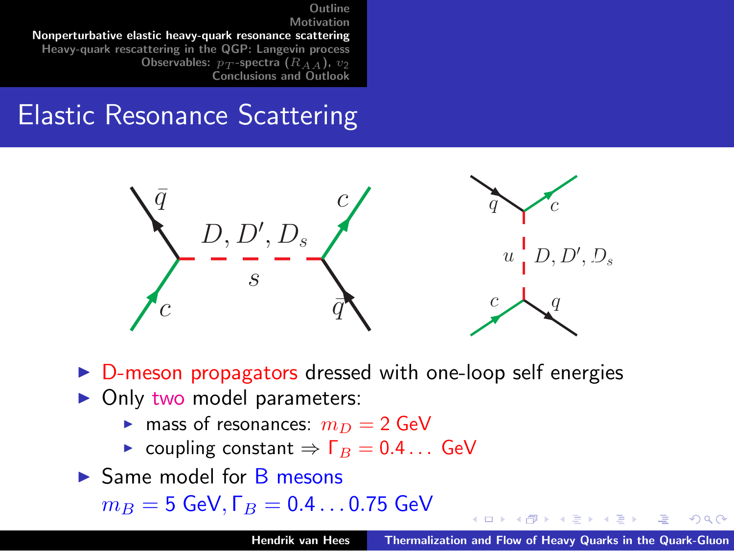# Elastic Resonance Scattering

$\bar{q}$

$c$

$D, D', D_s$

$s$

$c$

$\bar{q}$

$q$

$c$

$u$ $D, D', D_s$

$c$

$q$

- D-meson propagators dressed with one-loop self energies
- Only two model parameters:
  - mass of resonances: $m_D = 2$ GeV
  - coupling constant $\Rightarrow \Gamma_B = 0.4 \ldots$ GeV
- Same model for B mesons

  $m_B = 5$ GeV, $\Gamma_B = 0.4 \ldots 0.75$ GeV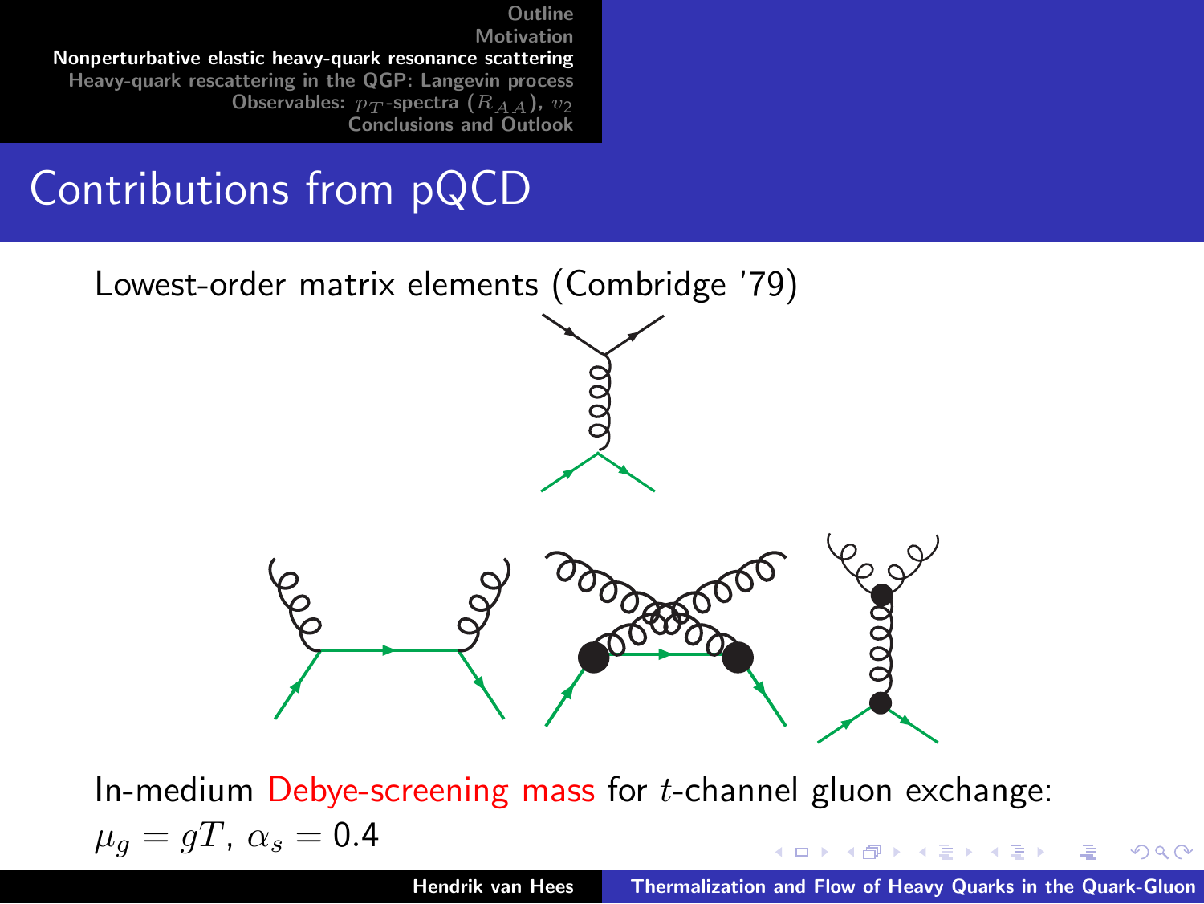# Contributions from pQCD

Lowest-order matrix elements (Combridge '79)

In-medium Debye-screening mass for $t$-channel gluon exchange:
$\mu_g = gT$, $\alpha_s = 0.4$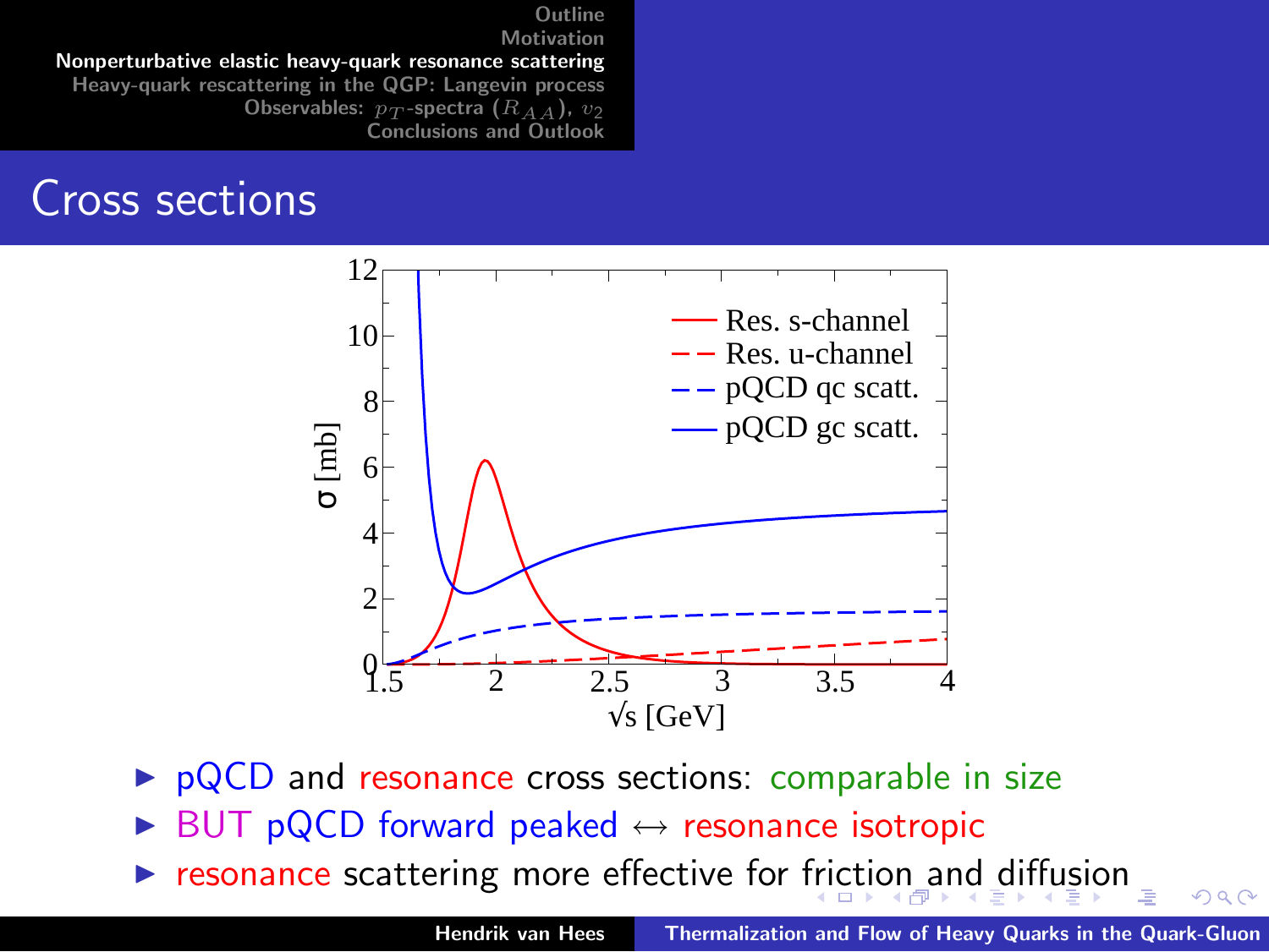# Cross sections

12
10
8
6
4
2
0
σ [mb]
1.5
2
2.5
3
3.5
4
√s [GeV]
Res. s-channel
Res. u-channel
pQCD qc scatt.
pQCD gc scatt.

- pQCD and resonance cross sections: comparable in size
- BUT pQCD forward peaked ↔ resonance isotropic
- resonance scattering more effective for friction and diffusion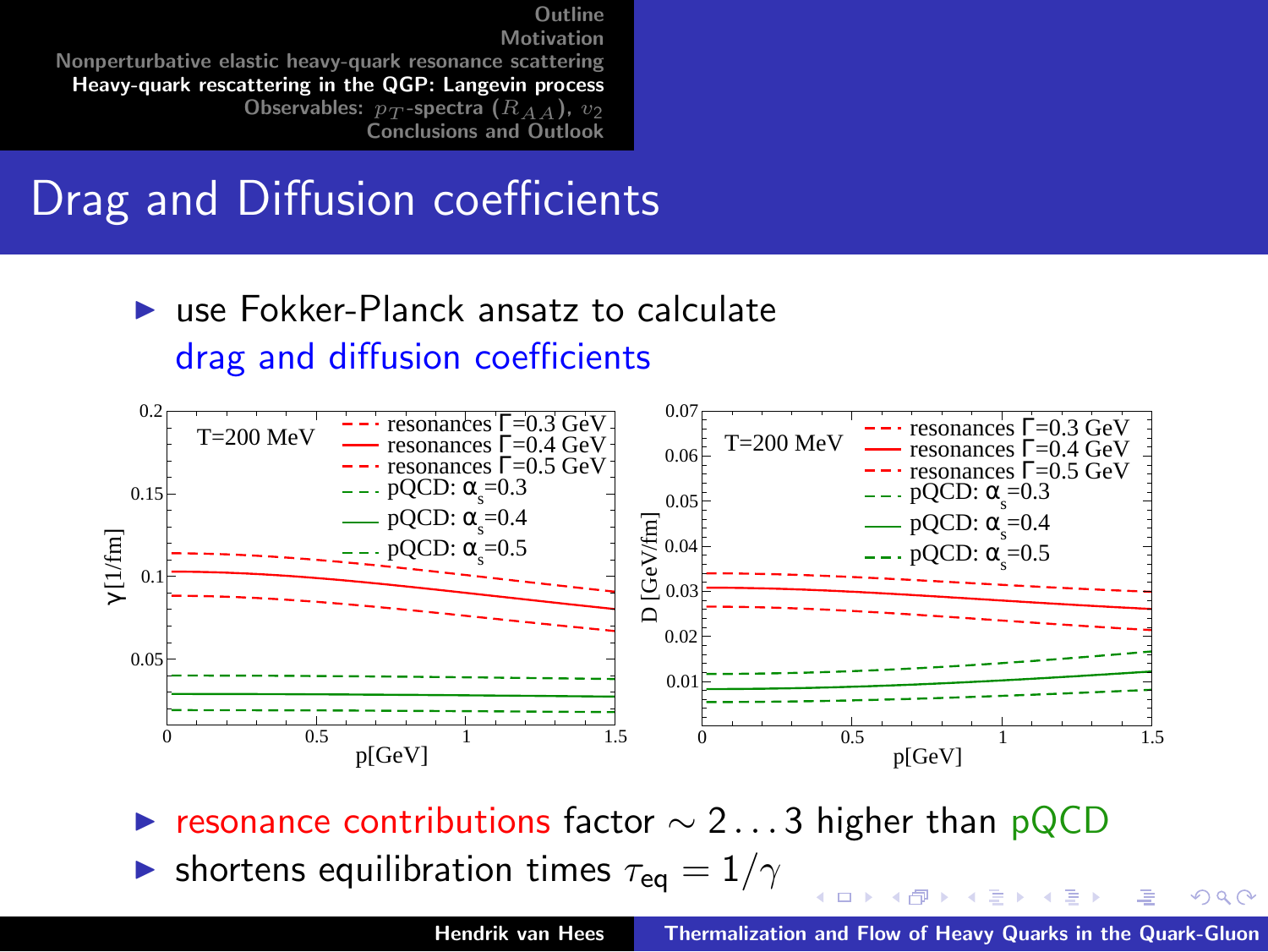# Drag and Diffusion coefficients

- use Fokker-Planck ansatz to calculate drag and diffusion coefficients

T=200 MeV

resonances Γ=0.3 GeV
resonances Γ=0.4 GeV
resonances Γ=0.5 GeV
pQCD: $\alpha_s$=0.3
pQCD: $\alpha_s$=0.4
pQCD: $\alpha_s$=0.5

γ[1/fm]

0.2
0.15
0.1
0.05

p[GeV]

0
0.5
1
1.5

T=200 MeV

resonances Γ=0.3 GeV
resonances Γ=0.4 GeV
resonances Γ=0.5 GeV
pQCD: $\alpha_s$=0.3
pQCD: $\alpha_s$=0.4
pQCD: $\alpha_s$=0.5

D [GeV/fm]

0.07
0.06
0.05
0.04
0.03
0.02
0.01

p[GeV]

0
0.5
1
1.5

- resonance contributions factor $\sim 2 \ldots 3$ higher than pQCD
- shortens equilibration times $\tau_{\text{eq}} = 1/\gamma$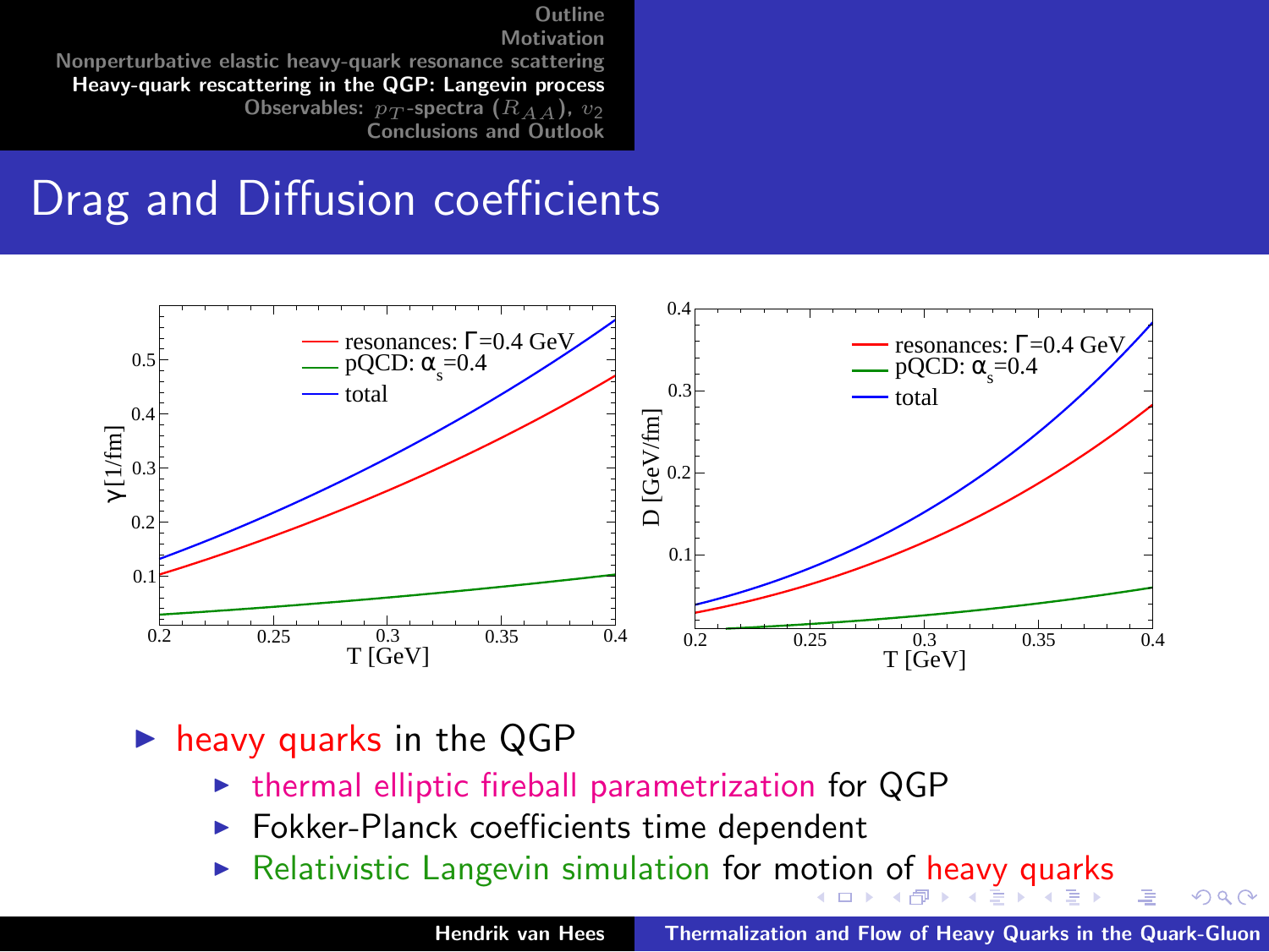# Drag and Diffusion coefficients

γ [1/fm]

0.1
0.2
0.3
0.4
0.5

0.2
0.25
0.3
0.35
0.4

T [GeV]

resonances: Γ=0.4 GeV
pQCD: $\alpha_s$=0.4
total

D [GeV/fm]

0.1
0.2
0.3
0.4

0.2
0.25
0.3
0.35
0.4

T [GeV]

resonances: Γ=0.4 GeV
pQCD: $\alpha_s$=0.4
total

- heavy quarks in the QGP
  - thermal elliptic fireball parametrization for QGP
  - Fokker-Planck coefficients time dependent
  - Relativistic Langevin simulation for motion of heavy quarks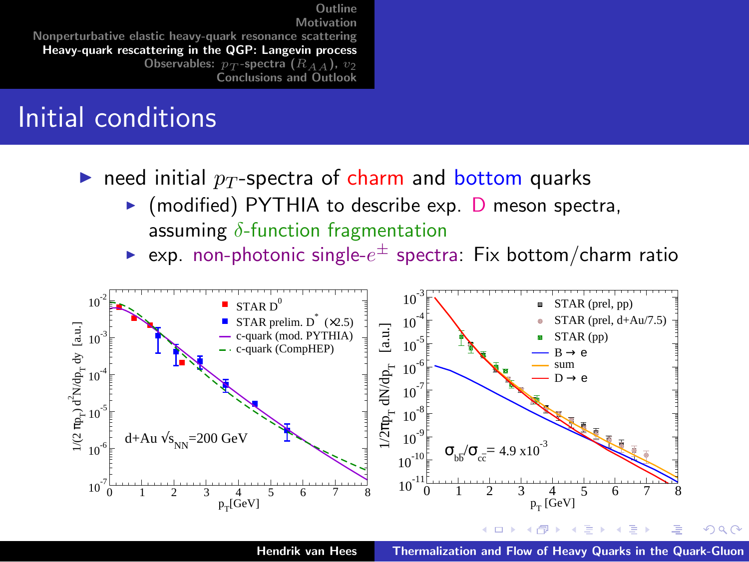# Initial conditions

- need initial $p_T$-spectra of charm and bottom quarks
  - (modified) PYTHIA to describe exp. D meson spectra, assuming $\delta$-function fragmentation
  - exp. non-photonic single-$e^{\pm}$ spectra: Fix bottom/charm ratio

STAR $D^0$
STAR prelim. $D^*$ (×2.5)
c-quark (mod. PYTHIA)
c-quark (CompHEP)
d+Au $\sqrt{s_{NN}}$=200 GeV
$1/(2\pi p_T)\, d^2N/dp_T\, dy$ [a.u.]
$p_T$[GeV]

STAR (prel, pp)
STAR (prel, d+Au/7.5)
STAR (pp)
B → e
sum
D → e
$\sigma_{b\bar{b}}/\sigma_{c\bar{c}}$= 4.9 x$10^{-3}$
$1/2\pi p_T\, dN/dp_T$ [a.u.]
$p_T$ [GeV]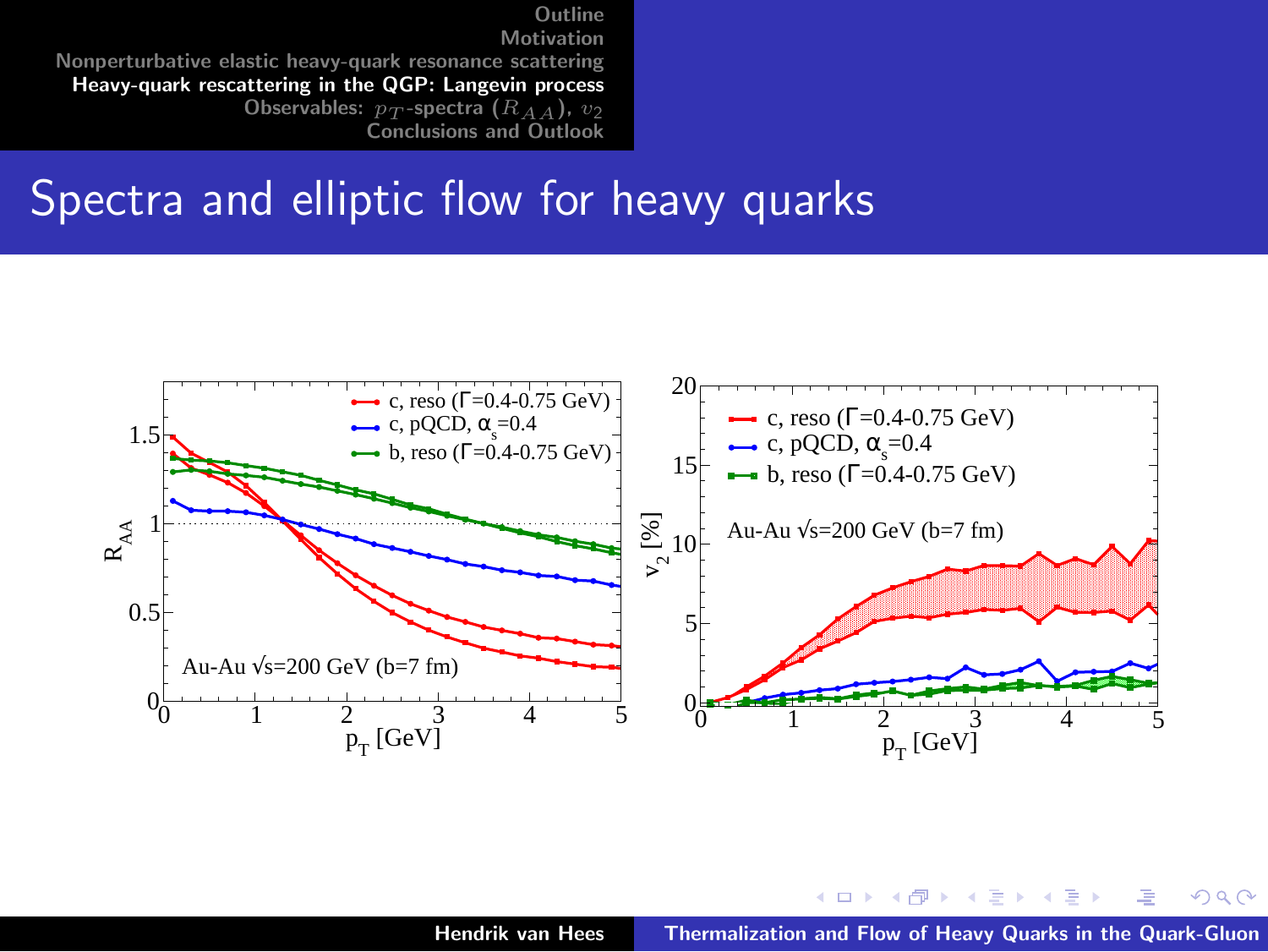# Spectra and elliptic flow for heavy quarks

c, reso ($\Gamma$=0.4-0.75 GeV)
c, pQCD, $\alpha_s$=0.4
b, reso ($\Gamma$=0.4-0.75 GeV)

Au-Au $\sqrt{s}$=200 GeV (b=7 fm)

$R_{AA}$

$p_T$ [GeV]

0
0.5
1
1.5

0
1
2
3
4
5

c, reso ($\Gamma$=0.4-0.75 GeV)
c, pQCD, $\alpha_s$=0.4
b, reso ($\Gamma$=0.4-0.75 GeV)

Au-Au $\sqrt{s}$=200 GeV (b=7 fm)

$v_2$ [%]

$p_T$ [GeV]

0
5
10
15
20

0
1
2
3
4
5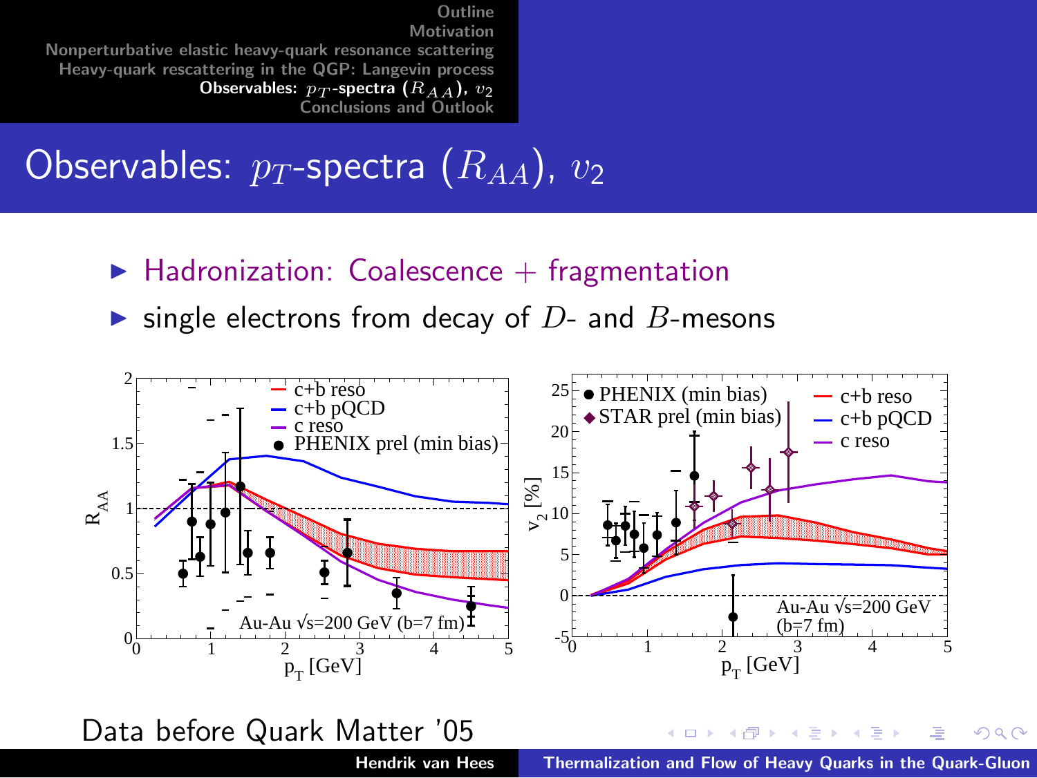# Observables: $p_T$-spectra ($R_{AA}$), $v_2$

- Hadronization: Coalescence + fragmentation
- single electrons from decay of $D$- and $B$-mesons

$R_{AA}$

2

1.5

1

0.5

0

0

1

2

3

4

5

$p_T$ [GeV]

c+b reso

c+b pQCD

c reso

PHENIX prel (min bias)

Au-Au √s=200 GeV (b=7 fm)

$v_2$ [%]

25

20

15

10

5

0

-5

0

1

2

3

4

5

$p_T$ [GeV]

PHENIX (min bias)

STAR prel (min bias)

c+b reso

c+b pQCD

c reso

Au-Au √s=200 GeV (b=7 fm)

Data before Quark Matter '05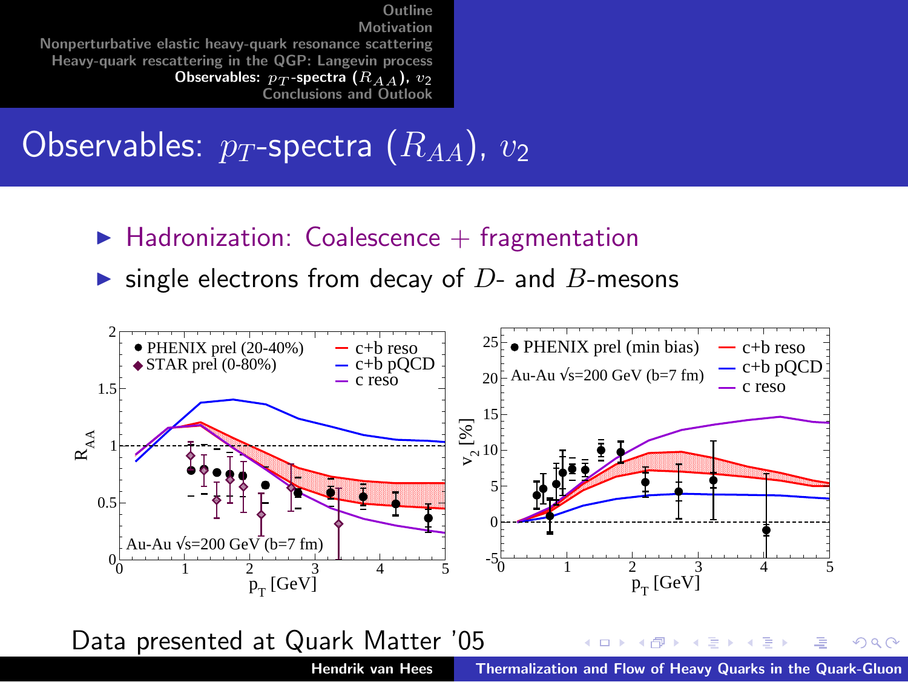# Observables: $p_T$-spectra ($R_{AA}$), $v_2$

- Hadronization: Coalescence + fragmentation
- single electrons from decay of $D$- and $B$-mesons

● PHENIX prel (20-40%)
◆ STAR prel (0-80%)
c+b reso
c+b pQCD
c reso
$R_{AA}$
Au-Au √s=200 GeV (b=7 fm)
$p_T$ [GeV]
0
0.5
1
1.5
2
0
1
2
3
4
5

● PHENIX prel (min bias)
Au-Au √s=200 GeV (b=7 fm)
c+b reso
c+b pQCD
c reso
$v_2$ [%]
$p_T$ [GeV]
-5
0
5
10
15
20
25
0
1
2
3
4
5

Data presented at Quark Matter '05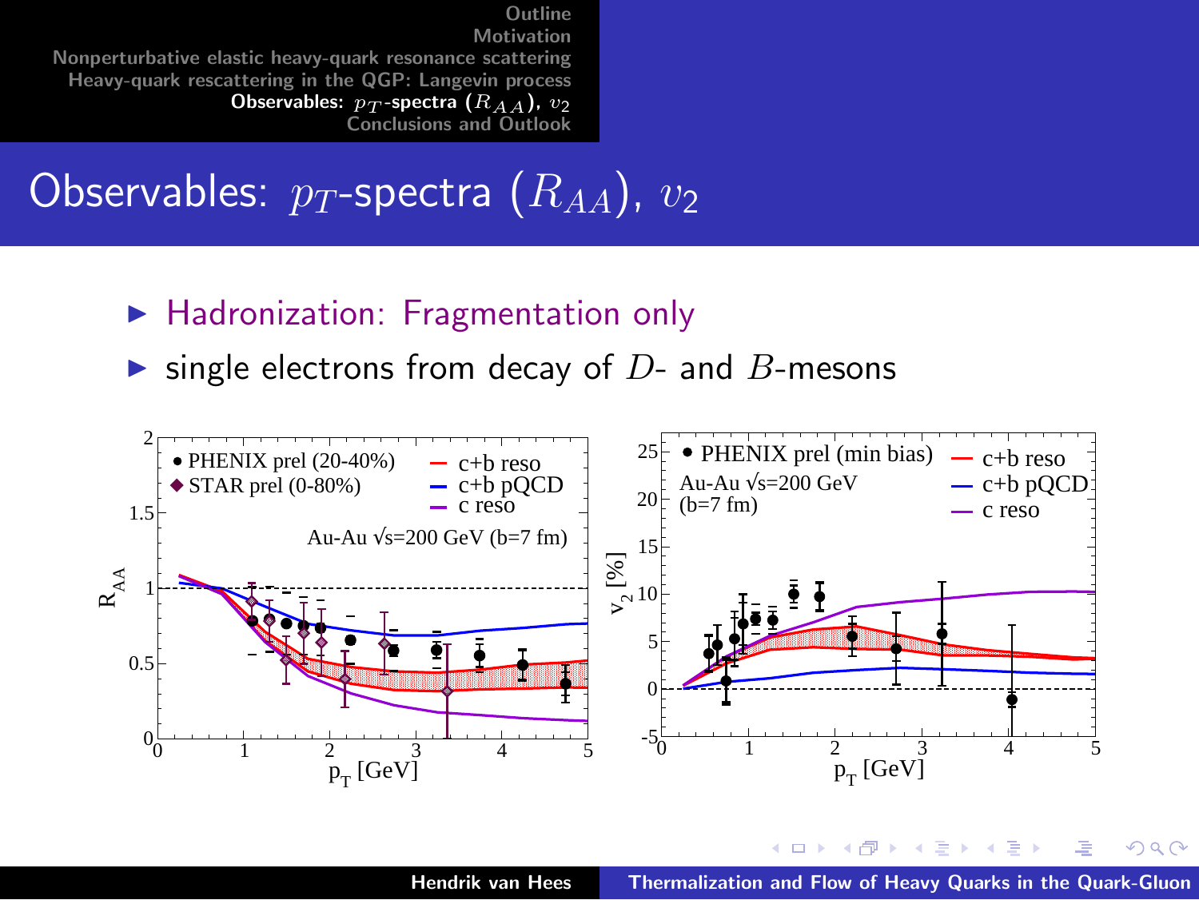# Observables: $p_T$-spectra ($R_{AA}$), $v_2$

- Hadronization: Fragmentation only
- single electrons from decay of $D$- and $B$-mesons

• PHENIX prel (20-40%)
◆ STAR prel (0-80%)
c+b reso
c+b pQCD
c reso
Au-Au √s=200 GeV (b=7 fm)
$R_{AA}$
$p_T$ [GeV]
0, 0.5, 1, 1.5, 2
0, 1, 2, 3, 4, 5

• PHENIX prel (min bias)
Au-Au √s=200 GeV
(b=7 fm)
c+b reso
c+b pQCD
c reso
$v_2$ [%]
$p_T$ [GeV]
-5, 0, 5, 10, 15, 20, 25
0, 1, 2, 3, 4, 5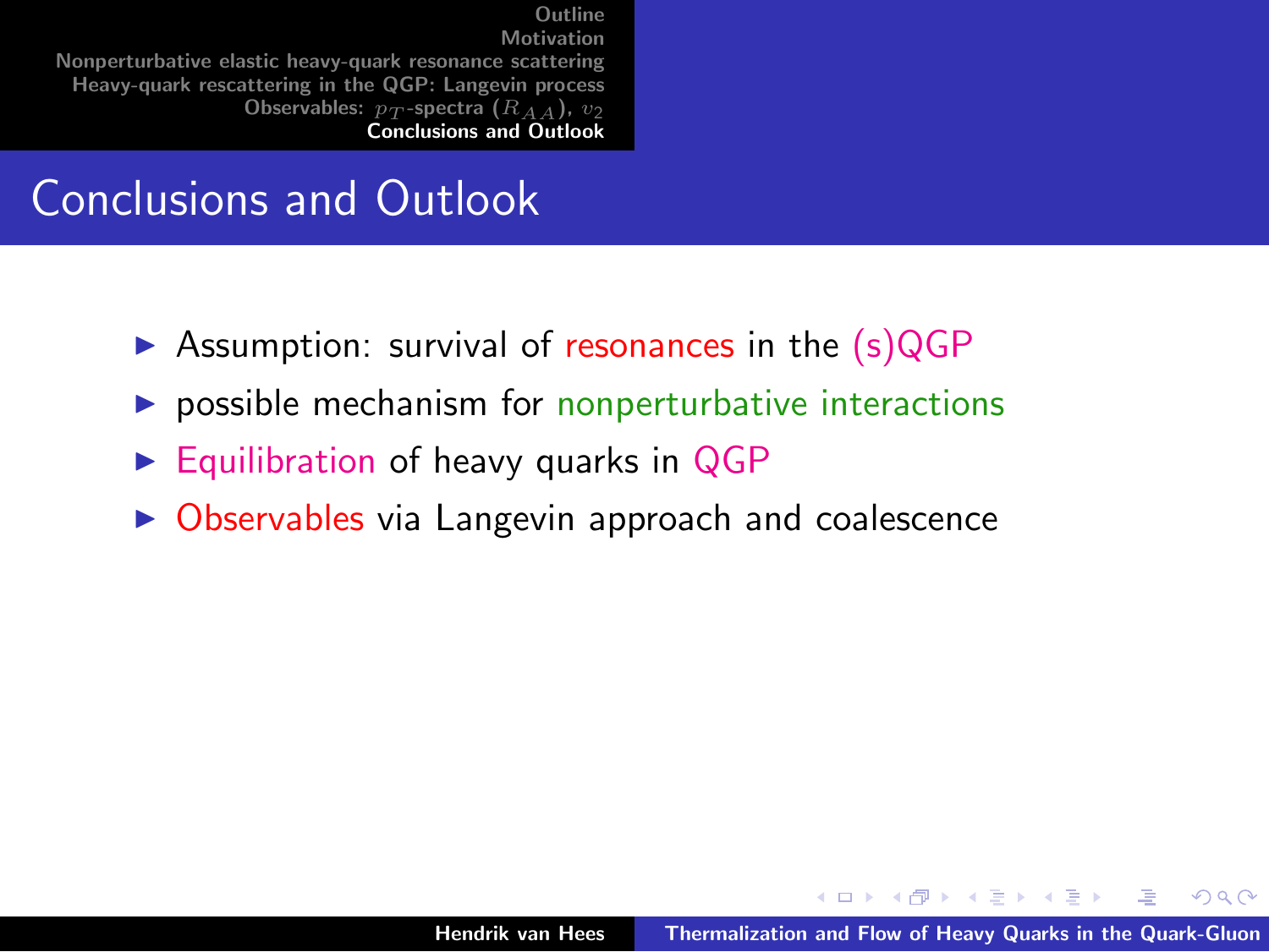## Conclusions and Outlook

- Assumption: survival of resonances in the (s)QGP
- possible mechanism for nonperturbative interactions
- Equilibration of heavy quarks in QGP
- Observables via Langevin approach and coalescence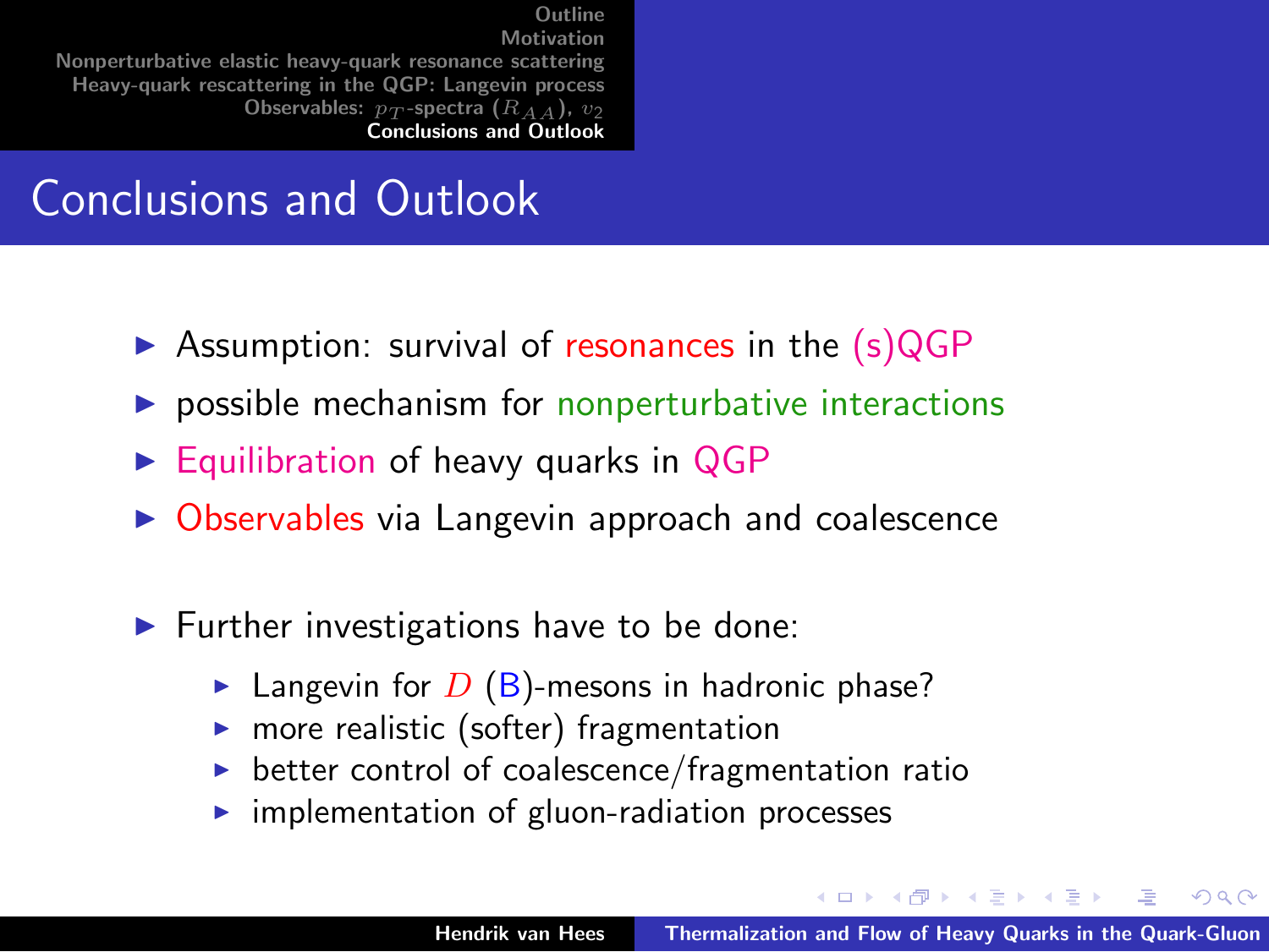# Conclusions and Outlook

- Assumption: survival of resonances in the (s)QGP
- possible mechanism for nonperturbative interactions
- Equilibration of heavy quarks in QGP
- Observables via Langevin approach and coalescence

- Further investigations have to be done:
  - Langevin for $D$ (B)-mesons in hadronic phase?
  - more realistic (softer) fragmentation
  - better control of coalescence/fragmentation ratio
  - implementation of gluon-radiation processes